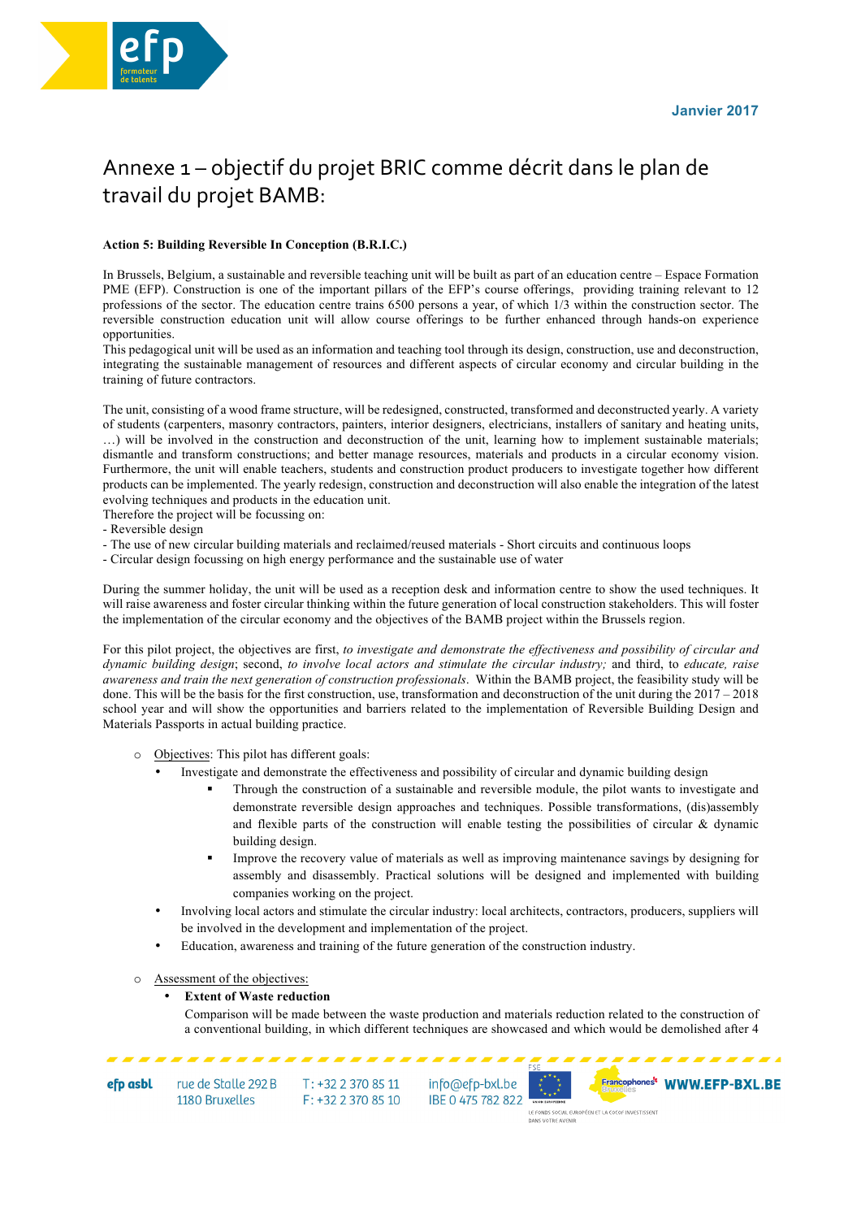Janvier 2017

# Annexe 1 – objectif du projet BRIC comme décrit dans le plan de travail du projet BAMB:

**Action 5: Building Reversible In Conception (B.R.I.C.)**

In Brussels, Belgium, a sustainable and reversible teaching unit will be built as part of an education centre – Espace Formation PME (EFP). Construction is one of the important pillars of the EFP's course offerings, providing training relevant to 12 professions of the sector. The education centre trains 6500 persons a year, of which 1/3 within the construction sector. The reversible construction education unit will allow course offerings to be further enhanced through hands-on experience opportunities.
This pedagogical unit will be used as an information and teaching tool through its design, construction, use and deconstruction, integrating the sustainable management of resources and different aspects of circular economy and circular building in the training of future contractors.

The unit, consisting of a wood frame structure, will be redesigned, constructed, transformed and deconstructed yearly. A variety of students (carpenters, masonry contractors, painters, interior designers, electricians, installers of sanitary and heating units, …) will be involved in the construction and deconstruction of the unit, learning how to implement sustainable materials; dismantle and transform constructions; and better manage resources, materials and products in a circular economy vision. Furthermore, the unit will enable teachers, students and construction product producers to investigate together how different products can be implemented. The yearly redesign, construction and deconstruction will also enable the integration of the latest evolving techniques and products in the education unit.
Therefore the project will be focussing on:
- Reversible design
- The use of new circular building materials and reclaimed/reused materials - Short circuits and continuous loops
- Circular design focussing on high energy performance and the sustainable use of water

During the summer holiday, the unit will be used as a reception desk and information centre to show the used techniques. It will raise awareness and foster circular thinking within the future generation of local construction stakeholders. This will foster the implementation of the circular economy and the objectives of the BAMB project within the Brussels region.

For this pilot project, the objectives are first, *to investigate and demonstrate the effectiveness and possibility of circular and dynamic building design*; second, *to involve local actors and stimulate the circular industry;* and third, to *educate, raise awareness and train the next generation of construction professionals*. Within the BAMB project, the feasibility study will be done. This will be the basis for the first construction, use, transformation and deconstruction of the unit during the 2017 – 2018 school year and will show the opportunities and barriers related to the implementation of Reversible Building Design and Materials Passports in actual building practice.

- Objectives: This pilot has different goals:
  - Investigate and demonstrate the effectiveness and possibility of circular and dynamic building design
    - Through the construction of a sustainable and reversible module, the pilot wants to investigate and demonstrate reversible design approaches and techniques. Possible transformations, (dis)assembly and flexible parts of the construction will enable testing the possibilities of circular & dynamic building design.
    - Improve the recovery value of materials as well as improving maintenance savings by designing for assembly and disassembly. Practical solutions will be designed and implemented with building companies working on the project.
  - Involving local actors and stimulate the circular industry: local architects, contractors, producers, suppliers will be involved in the development and implementation of the project.
  - Education, awareness and training of the future generation of the construction industry.

- Assessment of the objectives:
  - **Extent of Waste reduction**

    Comparison will be made between the waste production and materials reduction related to the construction of a conventional building, in which different techniques are showcased and which would be demolished after 4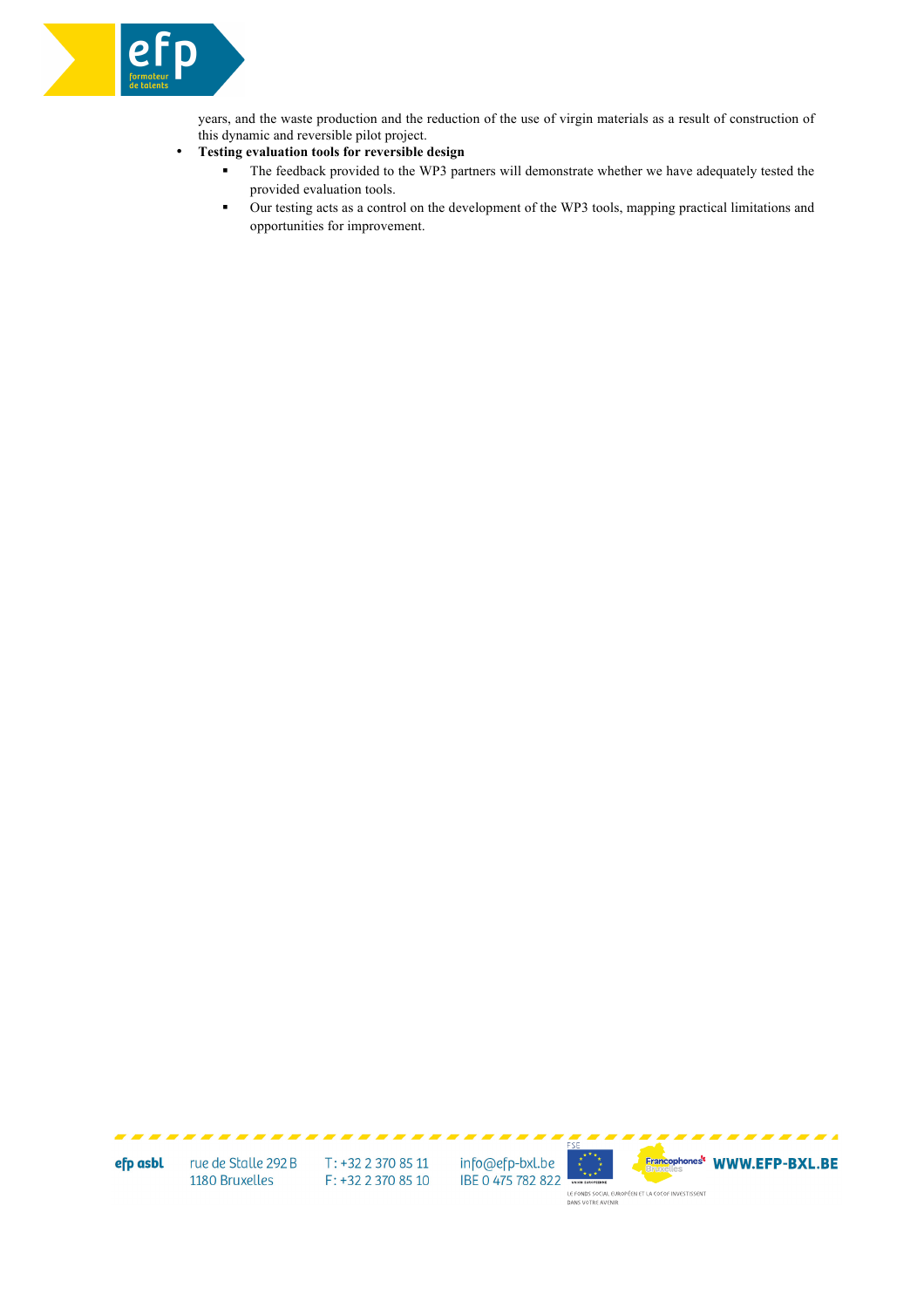years, and the waste production and the reduction of the use of virgin materials as a result of construction of this dynamic and reversible pilot project.

- **Testing evaluation tools for reversible design**
  - The feedback provided to the WP3 partners will demonstrate whether we have adequately tested the provided evaluation tools.
  - Our testing acts as a control on the development of the WP3 tools, mapping practical limitations and opportunities for improvement.